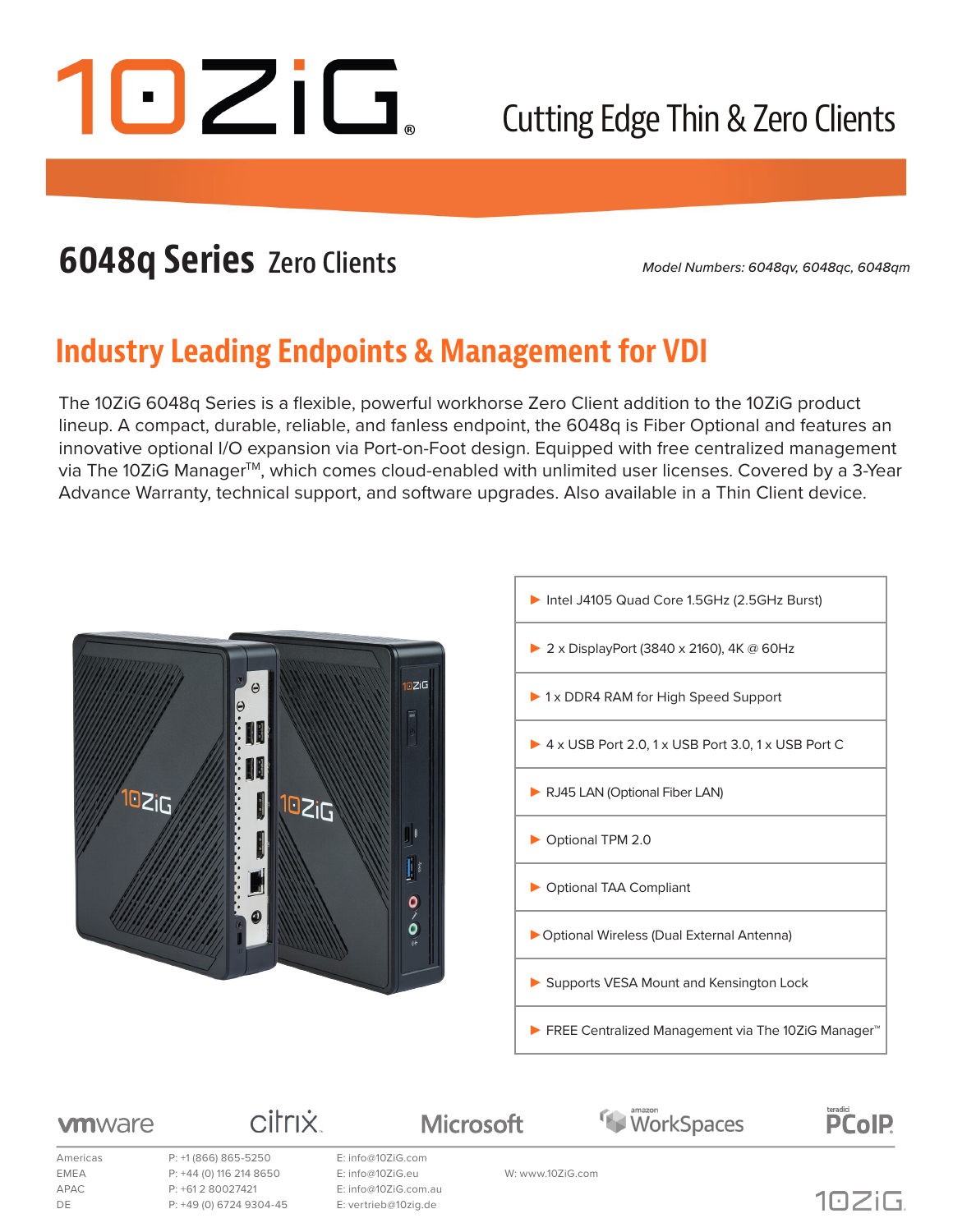# 10ZiG

Cutting Edge Thin & Zero Clients

## 6048q Series Zero Clients

*Model Numbers: 6048qv, 6048qc, 6048qm*

## Industry Leading Endpoints & Management for VDI

The 10ZiG 6048q Series is a flexible, powerful workhorse Zero Client addition to the 10ZiG product lineup. A compact, durable, reliable, and fanless endpoint, the 6048q is Fiber Optional and features an innovative optional I/O expansion via Port-on-Foot design. Equipped with free centralized management via The 10ZiG Manager™, which comes cloud-enabled with unlimited user licenses. Covered by a 3-Year Advance Warranty, technical support, and software upgrades. Also available in a Thin Client device.

- Intel J4105 Quad Core 1.5GHz (2.5GHz Burst)
- 2 x DisplayPort (3840 x 2160), 4K @ 60Hz
- 1 x DDR4 RAM for High Speed Support
- 4 x USB Port 2.0, 1 x USB Port 3.0, 1 x USB Port C
- RJ45 LAN (Optional Fiber LAN)
- Optional TPM 2.0
- Optional TAA Compliant
- Optional Wireless (Dual External Antenna)
- Supports VESA Mount and Kensington Lock
- FREE Centralized Management via The 10ZiG Manager™

vmware | citrix | Microsoft | amazon WorkSpaces | teradici PCoIP

| Region | Phone | Email |
|---|---|---|
| Americas | P: +1 (866) 865-5250 | E: info@10ZiG.com |
| EMEA | P: +44 (0) 116 214 8650 | E: info@10ZiG.eu |
| APAC | P: +61 2 80027421 | E: info@10ZiG.com.au |
| DE | P: +49 (0) 6724 9304-45 | E: vertrieb@10zig.de |

W: www.10ZiG.com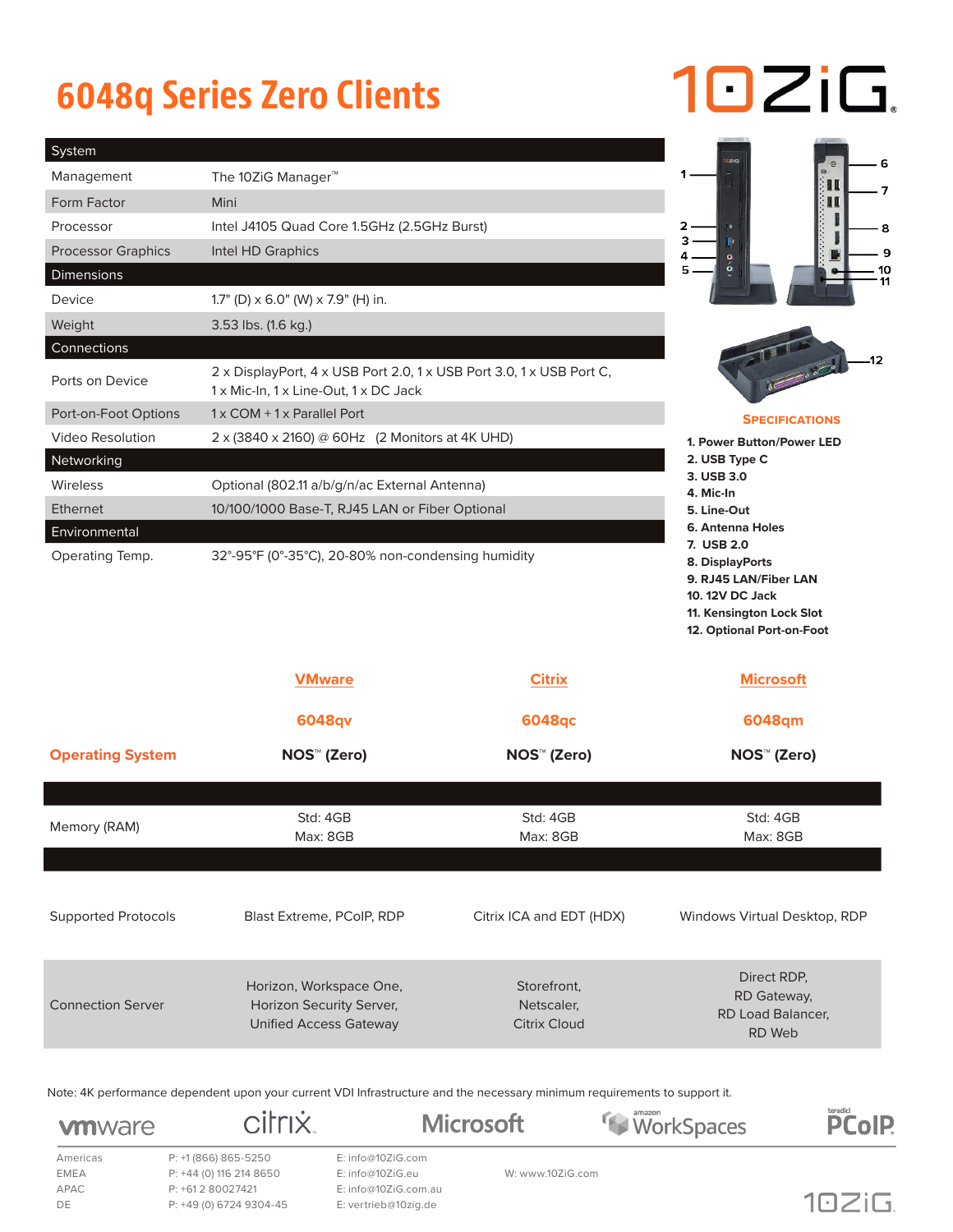# 6048q Series Zero Clients

| | |
|---|---|
| **System** | |
| Management | The 10ZiG Manager™ |
| Form Factor | Mini |
| Processor | Intel J4105 Quad Core 1.5GHz (2.5GHz Burst) |
| Processor Graphics | Intel HD Graphics |
| **Dimensions** | |
| Device | 1.7" (D) x 6.0" (W) x 7.9" (H) in. |
| Weight | 3.53 lbs. (1.6 kg.) |
| **Connections** | |
| Ports on Device | 2 x DisplayPort, 4 x USB Port 2.0, 1 x USB Port 3.0, 1 x USB Port C, 1 x Mic-In, 1 x Line-Out, 1 x DC Jack |
| Port-on-Foot Options | 1 x COM + 1 x Parallel Port |
| Video Resolution | 2 x (3840 x 2160) @ 60Hz (2 Monitors at 4K UHD) |
| **Networking** | |
| Wireless | Optional (802.11 a/b/g/n/ac External Antenna) |
| Ethernet | 10/100/1000 Base-T, RJ45 LAN or Fiber Optional |
| **Environmental** | |
| Operating Temp. | 32°-95°F (0°-35°C), 20-80% non-condensing humidity |

## Specifications

1. Power Button/Power LED
2. USB Type C
3. USB 3.0
4. Mic-In
5. Line-Out
6. Antenna Holes
7. USB 2.0
8. DisplayPorts
9. RJ45 LAN/Fiber LAN
10. 12V DC Jack
11. Kensington Lock Slot
12. Optional Port-on-Foot

| | VMware | Citrix | Microsoft |
|---|---|---|---|
| | 6048qv | 6048qc | 6048qm |
| Operating System | NOS™ (Zero) | NOS™ (Zero) | NOS™ (Zero) |
| Memory (RAM) | Std: 4GB<br>Max: 8GB | Std: 4GB<br>Max: 8GB | Std: 4GB<br>Max: 8GB |
| Supported Protocols | Blast Extreme, PCoIP, RDP | Citrix ICA and EDT (HDX) | Windows Virtual Desktop, RDP |
| Connection Server | Horizon, Workspace One, Horizon Security Server, Unified Access Gateway | Storefront, Netscaler, Citrix Cloud | Direct RDP, RD Gateway, RD Load Balancer, RD Web |

Note: 4K performance dependent upon your current VDI Infrastructure and the necessary minimum requirements to support it.

vmware | citrix | Microsoft | amazon WorkSpaces | teradici PCoIP

| | | |
|---|---|---|
| Americas | P: +1 (866) 865-5250 | E: info@10ZiG.com |
| EMEA | P: +44 (0) 116 214 8650 | E: info@10ZiG.eu |
| APAC | P: +61 2 80027421 | E: info@10ZiG.com.au |
| DE | P: +49 (0) 6724 9304-45 | E: vertrieb@10zig.de |

W: www.10ZiG.com